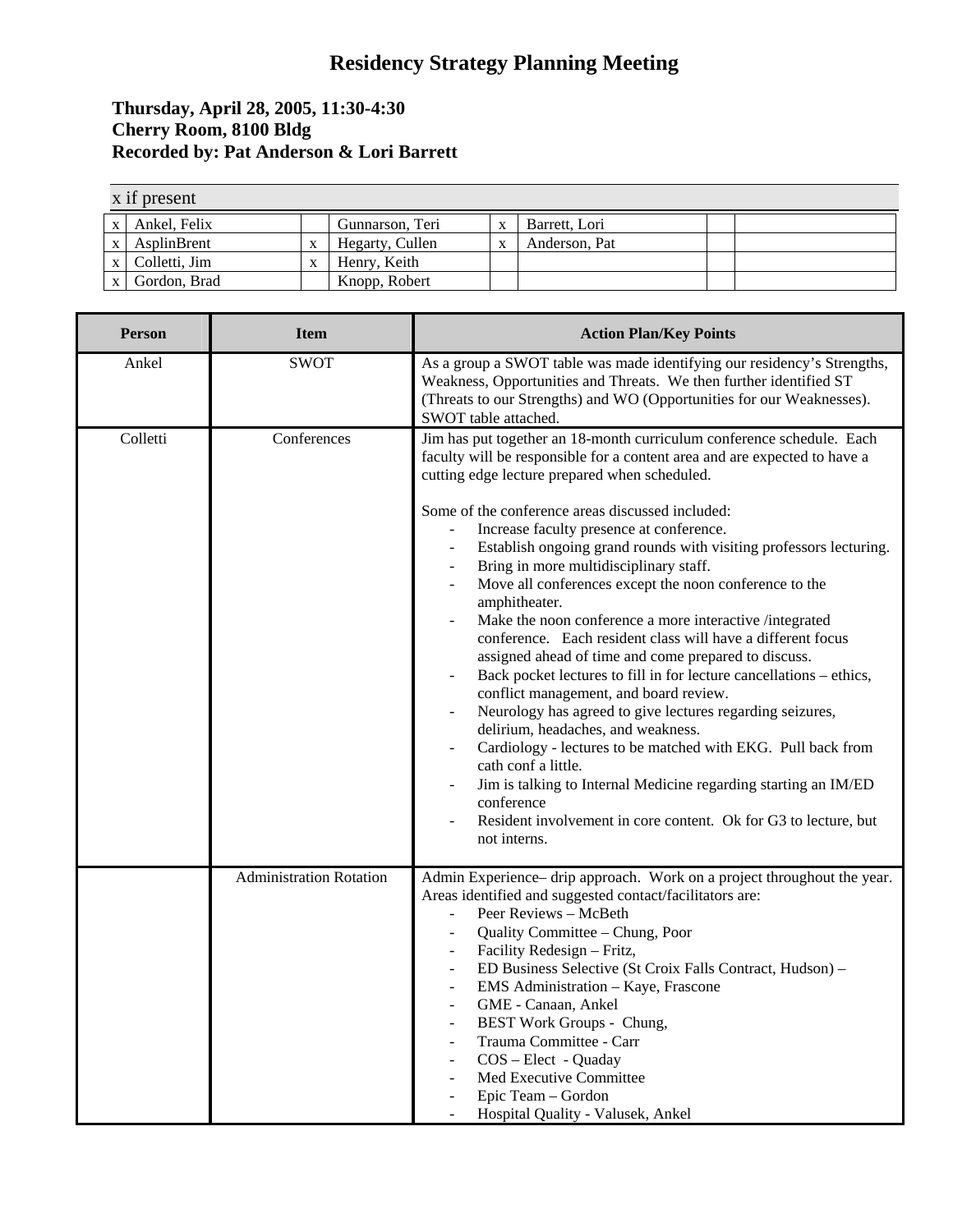# Residency Strategy Planning Meeting

**Thursday, April 28, 2005, 11:30-4:30**
**Cherry Room, 8100 Bldg**
**Recorded by: Pat Anderson & Lori Barrett**

x if present

| | | | | | | | |
|---|---|---|---|---|---|---|---|
| x | Ankel, Felix | | Gunnarson, Teri | x | Barrett, Lori | | |
| x | AsplinBrent | x | Hegarty, Cullen | x | Anderson, Pat | | |
| x | Colletti, Jim | x | Henry, Keith | | | | |
| x | Gordon, Brad | | Knopp, Robert | | | | |

| Person | Item | Action Plan/Key Points |
|---|---|---|
| Ankel | SWOT | As a group a SWOT table was made identifying our residency's Strengths, Weakness, Opportunities and Threats. We then further identified ST (Threats to our Strengths) and WO (Opportunities for our Weaknesses). SWOT table attached. |
| Colletti | Conferences | Jim has put together an 18-month curriculum conference schedule. Each faculty will be responsible for a content area and are expected to have a cutting edge lecture prepared when scheduled.<br><br>Some of the conference areas discussed included:<br>- Increase faculty presence at conference.<br>- Establish ongoing grand rounds with visiting professors lecturing.<br>- Bring in more multidisciplinary staff.<br>- Move all conferences except the noon conference to the amphitheater.<br>- Make the noon conference a more interactive /integrated conference. Each resident class will have a different focus assigned ahead of time and come prepared to discuss.<br>- Back pocket lectures to fill in for lecture cancellations – ethics, conflict management, and board review.<br>- Neurology has agreed to give lectures regarding seizures, delirium, headaches, and weakness.<br>- Cardiology - lectures to be matched with EKG. Pull back from cath conf a little.<br>- Jim is talking to Internal Medicine regarding starting an IM/ED conference<br>- Resident involvement in core content. Ok for G3 to lecture, but not interns. |
| | Administration Rotation | Admin Experience– drip approach. Work on a project throughout the year. Areas identified and suggested contact/facilitators are:<br>- Peer Reviews – McBeth<br>- Quality Committee – Chung, Poor<br>- Facility Redesign – Fritz,<br>- ED Business Selective (St Croix Falls Contract, Hudson) –<br>- EMS Administration – Kaye, Frascone<br>- GME - Canaan, Ankel<br>- BEST Work Groups - Chung,<br>- Trauma Committee - Carr<br>- COS – Elect - Quaday<br>- Med Executive Committee<br>- Epic Team – Gordon<br>- Hospital Quality - Valusek, Ankel |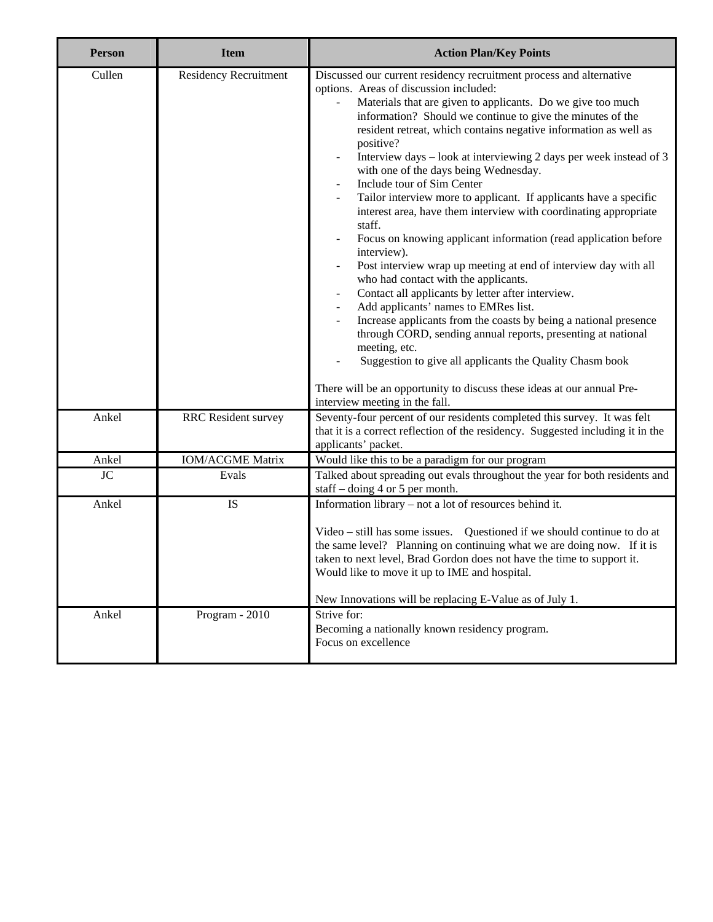| Person | Item | Action Plan/Key Points |
|---|---|---|
| Cullen | Residency Recruitment | Discussed our current residency recruitment process and alternative options. Areas of discussion included:<br>- Materials that are given to applicants. Do we give too much information? Should we continue to give the minutes of the resident retreat, which contains negative information as well as positive?<br>- Interview days – look at interviewing 2 days per week instead of 3 with one of the days being Wednesday.<br>- Include tour of Sim Center<br>- Tailor interview more to applicant. If applicants have a specific interest area, have them interview with coordinating appropriate staff.<br>- Focus on knowing applicant information (read application before interview).<br>- Post interview wrap up meeting at end of interview day with all who had contact with the applicants.<br>- Contact all applicants by letter after interview.<br>- Add applicants' names to EMRes list.<br>- Increase applicants from the coasts by being a national presence through CORD, sending annual reports, presenting at national meeting, etc.<br>- Suggestion to give all applicants the Quality Chasm book<br><br>There will be an opportunity to discuss these ideas at our annual Pre-interview meeting in the fall. |
| Ankel | RRC Resident survey | Seventy-four percent of our residents completed this survey. It was felt that it is a correct reflection of the residency. Suggested including it in the applicants' packet. |
| Ankel | IOM/ACGME Matrix | Would like this to be a paradigm for our program |
| JC | Evals | Talked about spreading out evals throughout the year for both residents and staff – doing 4 or 5 per month. |
| Ankel | IS | Information library – not a lot of resources behind it.<br><br>Video – still has some issues. Questioned if we should continue to do at the same level? Planning on continuing what we are doing now. If it is taken to next level, Brad Gordon does not have the time to support it. Would like to move it up to IME and hospital.<br><br>New Innovations will be replacing E-Value as of July 1. |
| Ankel | Program - 2010 | Strive for:<br>Becoming a nationally known residency program.<br>Focus on excellence |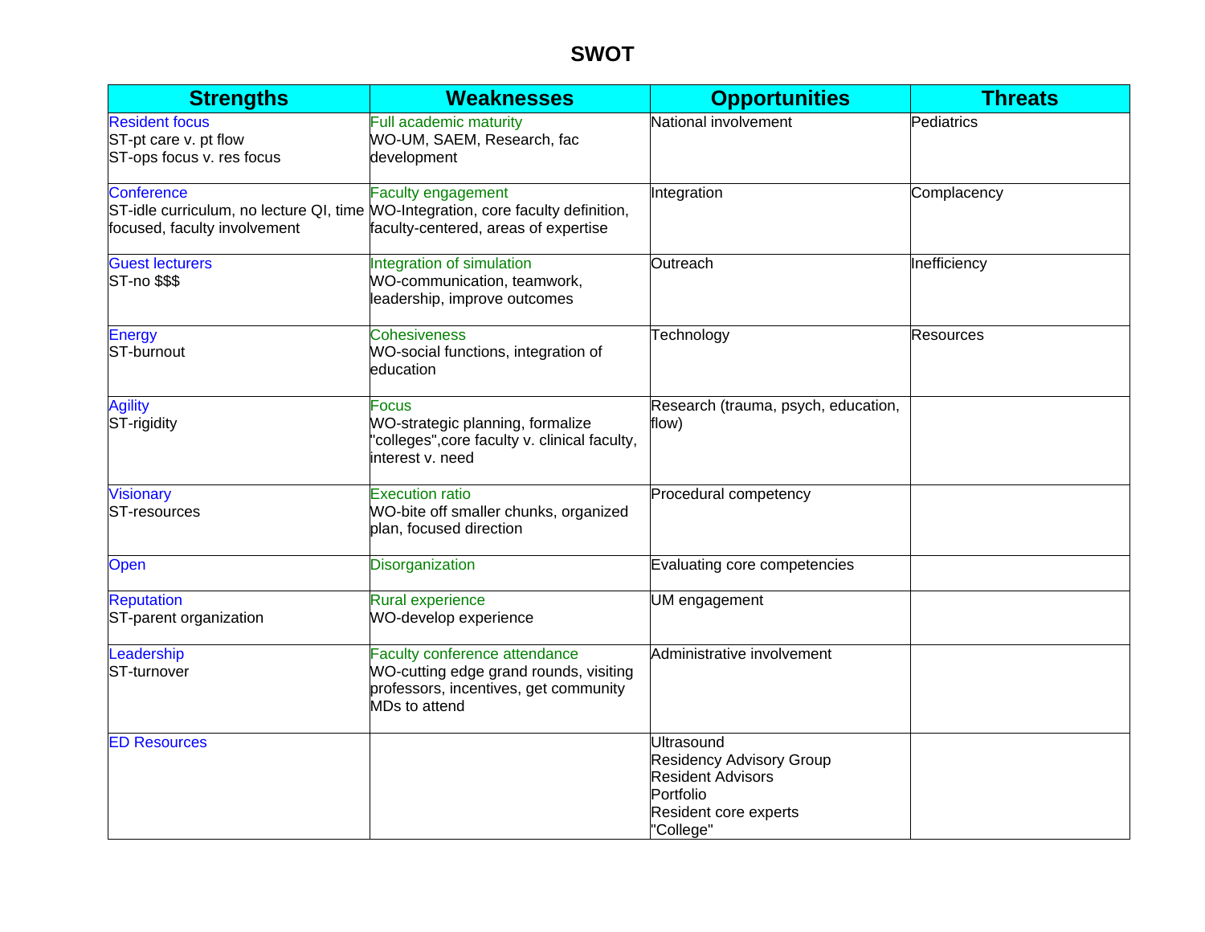# SWOT

| Strengths | Weaknesses | Opportunities | Threats |
|---|---|---|---|
| Resident focus<br>ST-pt care v. pt flow<br>ST-ops focus v. res focus | Full academic maturity<br>WO-UM, SAEM, Research, fac development | National involvement | Pediatrics |
| Conference<br>ST-idle curriculum, no lecture QI, time focused, faculty involvement | Faculty engagement<br>WO-Integration, core faculty definition, faculty-centered, areas of expertise | Integration | Complacency |
| Guest lecturers<br>ST-no $$$ | Integration of simulation<br>WO-communication, teamwork, leadership, improve outcomes | Outreach | Inefficiency |
| Energy<br>ST-burnout | Cohesiveness<br>WO-social functions, integration of education | Technology | Resources |
| Agility<br>ST-rigidity | Focus<br>WO-strategic planning, formalize "colleges",core faculty v. clinical faculty, interest v. need | Research (trauma, psych, education, flow) | |
| Visionary<br>ST-resources | Execution ratio<br>WO-bite off smaller chunks, organized plan, focused direction | Procedural competency | |
| Open | Disorganization | Evaluating core competencies | |
| Reputation<br>ST-parent organization | Rural experience<br>WO-develop experience | UM engagement | |
| Leadership<br>ST-turnover | Faculty conference attendance<br>WO-cutting edge grand rounds, visiting professors, incentives, get community MDs to attend | Administrative involvement | |
| ED Resources | | Ultrasound<br>Residency Advisory Group<br>Resident Advisors<br>Portfolio<br>Resident core experts<br>"College" | |